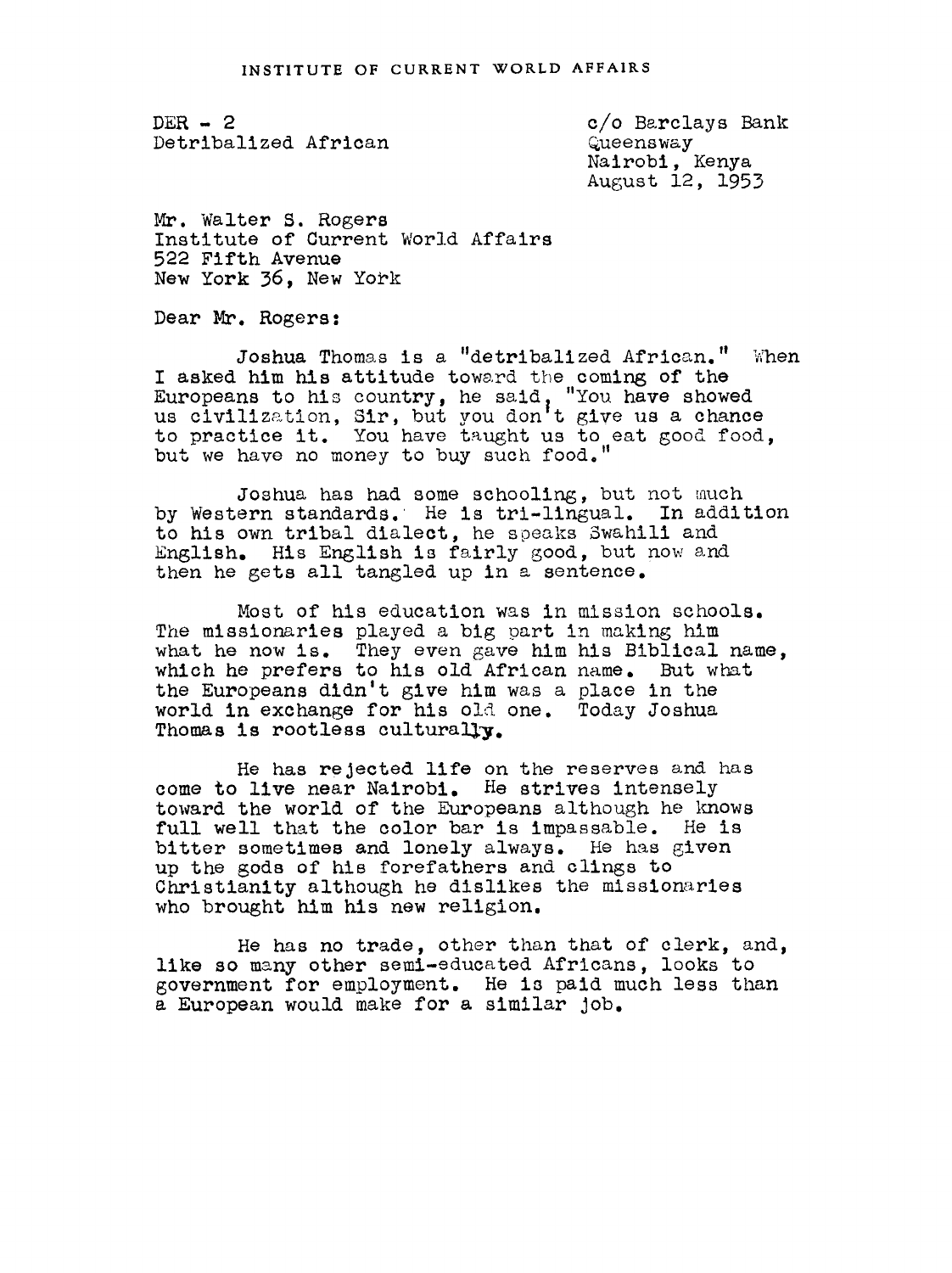INSTITUTE OF CURRENT WORLD AFFAIRS

DER - 2
Detribalized African

c/o Barclays Bank
Queensway
Nairobi, Kenya
August 12, 1953

Mr. Walter S. Rogers
Institute of Current World Affairs
522 Fifth Avenue
New York 36, New York

Dear Mr. Rogers:

Joshua Thomas is a "detribalized African." When I asked him his attitude toward the coming of the Europeans to his country, he said, "You have showed us civilization, Sir, but you don't give us a chance to practice it. You have taught us to eat good food, but we have no money to buy such food."

Joshua has had some schooling, but not much by Western standards. He is tri-lingual. In addition to his own tribal dialect, he speaks Swahili and English. His English is fairly good, but now and then he gets all tangled up in a sentence.

Most of his education was in mission schools. The missionaries played a big part in making him what he now is. They even gave him his Biblical name, which he prefers to his old African name. But what the Europeans didn't give him was a place in the world in exchange for his old one. Today Joshua Thomas is rootless culturally.

He has rejected life on the reserves and has come to live near Nairobi. He strives intensely toward the world of the Europeans although he knows full well that the color bar is impassable. He is bitter sometimes and lonely always. He has given up the gods of his forefathers and clings to Christianity although he dislikes the missionaries who brought him his new religion.

He has no trade, other than that of clerk, and, like so many other semi-educated Africans, looks to government for employment. He is paid much less than a European would make for a similar job.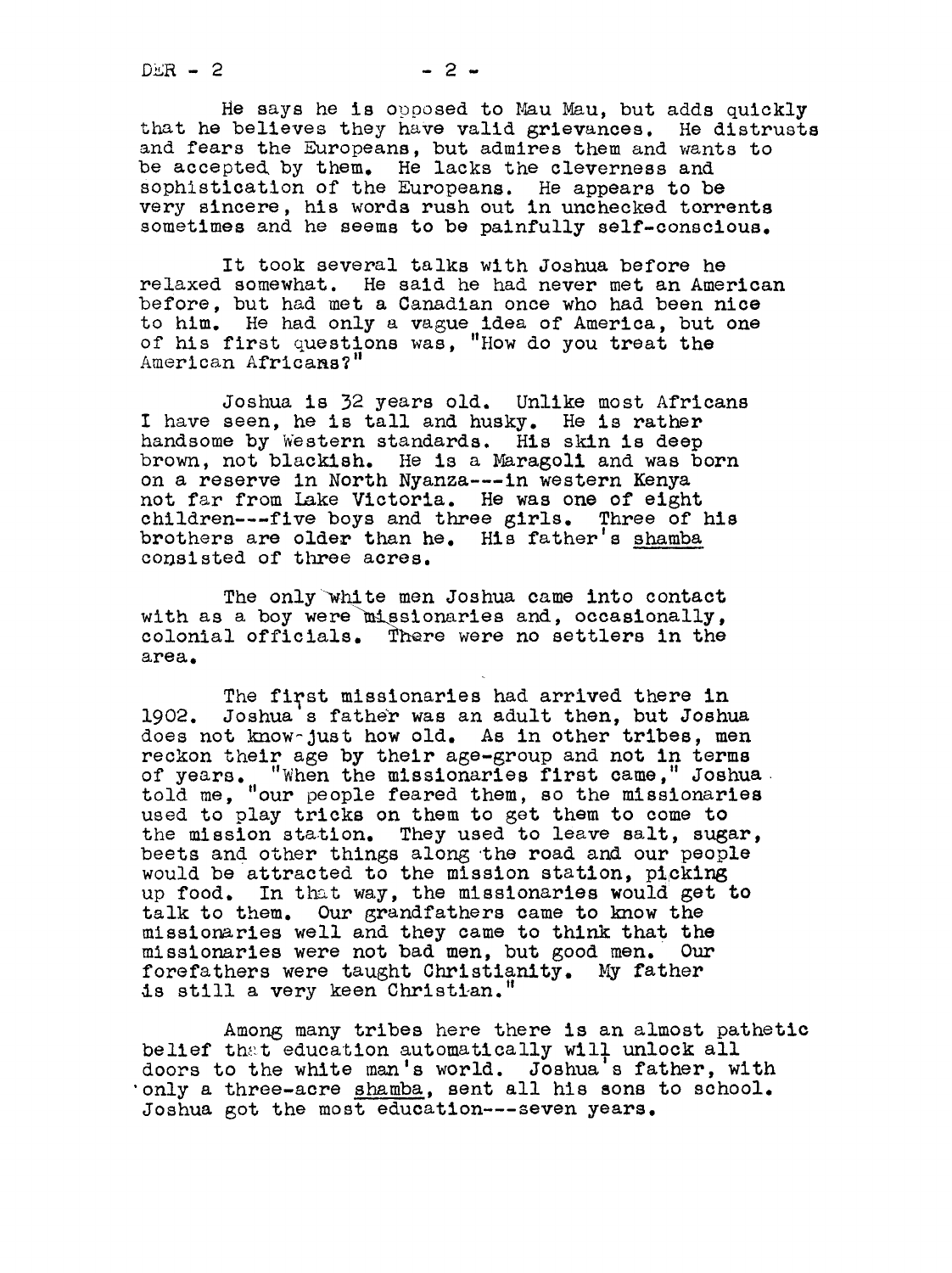He says he is opposed to Mau Mau, but adds quickly that he believes they have valid grievances. He distrusts and fears the Europeans, but admires them and wants to be accepted by them. He lacks the cleverness and sophistication of the Europeans. He appears to be very sincere, his words rush out in unchecked torrents sometimes and he seems to be painfully self-conscious.

It took several talks with Joshua before he relaxed somewhat. He said he had never met an American before, but had met a Canadian once who had been nice to him. He had only a vague idea of America, but one of his first questions was, "How do you treat the American Africans?"

Joshua is 32 years old. Unlike most Africans I have seen, he is tall and husky. He is rather handsome by Western standards. His skin is deep brown, not blackish. He is a Maragoli and was born on a reserve in North Nyanza---in western Kenya not far from Lake Victoria. He was one of eight children---five boys and three girls. Three of his brothers are older than he. His father's <u>shamba</u> consisted of three acres.

The only white men Joshua came into contact with as a boy were missionaries and, occasionally, colonial officials. There were no settlers in the area.

The first missionaries had arrived there in 1902. Joshua's father was an adult then, but Joshua does not know just how old. As in other tribes, men reckon their age by their age-group and not in terms of years. "When the missionaries first came," Joshua told me, "our people feared them, so the missionaries used to play tricks on them to get them to come to the mission station. They used to leave salt, sugar, beets and other things along the road and our people would be attracted to the mission station, picking up food. In that way, the missionaries would get to talk to them. Our grandfathers came to know the missionaries well and they came to think that the missionaries were not bad men, but good men. Our forefathers were taught Christianity. My father is still a very keen Christian."

Among many tribes here there is an almost pathetic belief that education automatically will unlock all doors to the white man's world. Joshua's father, with only a three-acre <u>shamba</u>, sent all his sons to school. Joshua got the most education---seven years.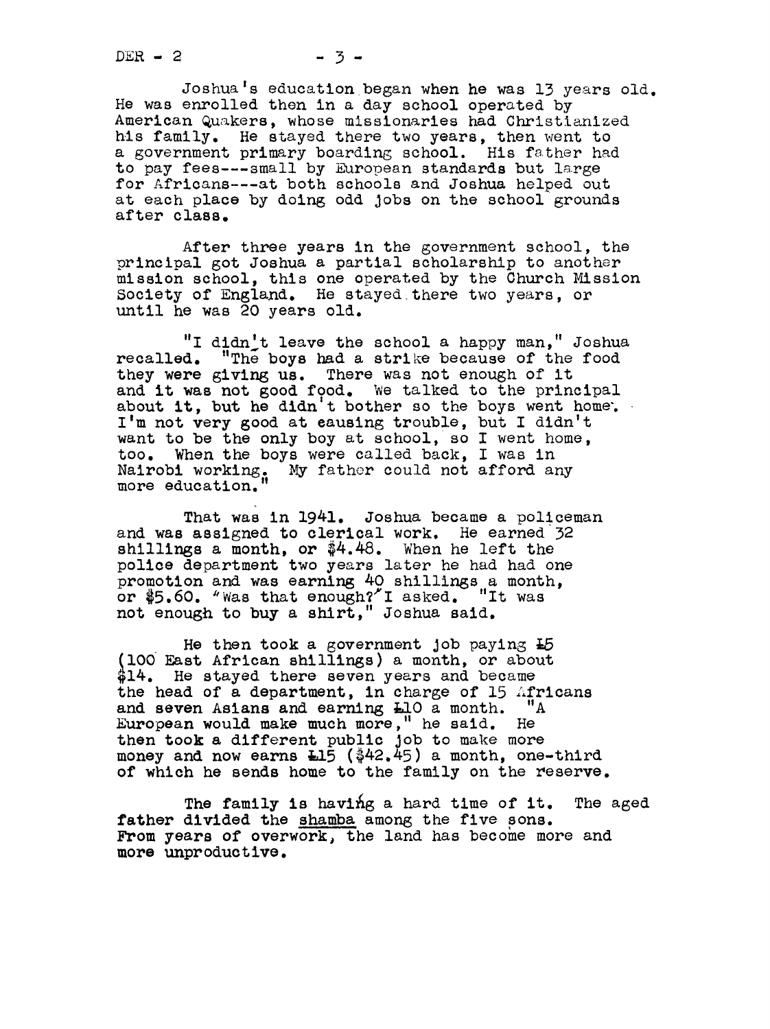Joshua's education began when he was 13 years old. He was enrolled then in a day school operated by American Quakers, whose missionaries had Christianized his family. He stayed there two years, then went to a government primary boarding school. His father had to pay fees---small by European standards but large for Africans---at both schools and Joshua helped out at each place by doing odd jobs on the school grounds after class.

After three years in the government school, the principal got Joshua a partial scholarship to another mission school, this one operated by the Church Mission Society of England. He stayed there two years, or until he was 20 years old.

"I didn't leave the school a happy man," Joshua recalled. "The boys had a strike because of the food they were giving us. There was not enough of it and it was not good food. We talked to the principal about it, but he didn't bother so the boys went home. I'm not very good at causing trouble, but I didn't want to be the only boy at school, so I went home, too. When the boys were called back, I was in Nairobi working. My father could not afford any more education."

That was in 1941. Joshua became a policeman and was assigned to clerical work. He earned 32 shillings a month, or $4.48. When he left the police department two years later he had had one promotion and was earning 40 shillings a month, or $5.60. "Was that enough?" I asked. "It was not enough to buy a shirt," Joshua said.

He then took a government job paying £5 (100 East African shillings) a month, or about $14. He stayed there seven years and became the head of a department, in charge of 15 Africans and seven Asians and earning £10 a month. "A European would make much more," he said. He then took a different public job to make more money and now earns £15 ($42.45) a month, one-third of which he sends home to the family on the reserve.

The family is having a hard time of it. The aged father divided the <u>shamba</u> among the five sons. From years of overwork, the land has become more and more unproductive.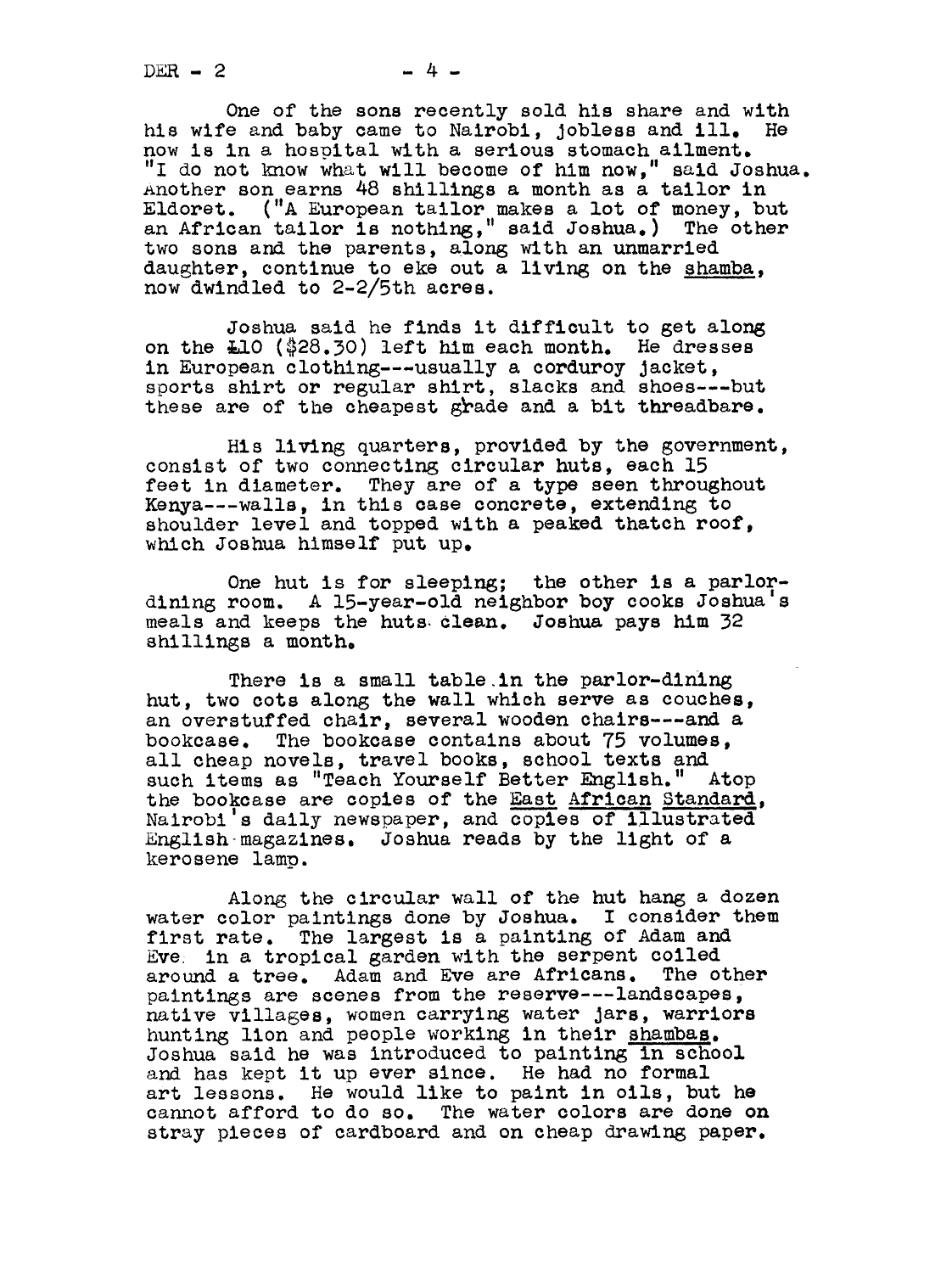One of the sons recently sold his share and with his wife and baby came to Nairobi, jobless and ill. He now is in a hospital with a serious stomach ailment. "I do not know what will become of him now," said Joshua. Another son earns 48 shillings a month as a tailor in Eldoret. ("A European tailor makes a lot of money, but an African tailor is nothing," said Joshua.) The other two sons and the parents, along with an unmarried daughter, continue to eke out a living on the _shamba_, now dwindled to 2-2/5th acres.

Joshua said he finds it difficult to get along on the £10 ($28.30) left him each month. He dresses in European clothing---usually a corduroy jacket, sports shirt or regular shirt, slacks and shoes---but these are of the cheapest grade and a bit threadbare.

His living quarters, provided by the government, consist of two connecting circular huts, each 15 feet in diameter. They are of a type seen throughout Kenya---walls, in this case concrete, extending to shoulder level and topped with a peaked thatch roof, which Joshua himself put up.

One hut is for sleeping; the other is a parlor-dining room. A 15-year-old neighbor boy cooks Joshua's meals and keeps the huts clean. Joshua pays him 32 shillings a month.

There is a small table in the parlor-dining hut, two cots along the wall which serve as couches, an overstuffed chair, several wooden chairs---and a bookcase. The bookcase contains about 75 volumes, all cheap novels, travel books, school texts and such items as "Teach Yourself Better English." Atop the bookcase are copies of the _East African Standard_, Nairobi's daily newspaper, and copies of illustrated English magazines. Joshua reads by the light of a kerosene lamp.

Along the circular wall of the hut hang a dozen water color paintings done by Joshua. I consider them first rate. The largest is a painting of Adam and Eve in a tropical garden with the serpent coiled around a tree. Adam and Eve are Africans. The other paintings are scenes from the reserve---landscapes, native villages, women carrying water jars, warriors hunting lion and people working in their _shambas_. Joshua said he was introduced to painting in school and has kept it up ever since. He had no formal art lessons. He would like to paint in oils, but he cannot afford to do so. The water colors are done on stray pieces of cardboard and on cheap drawing paper.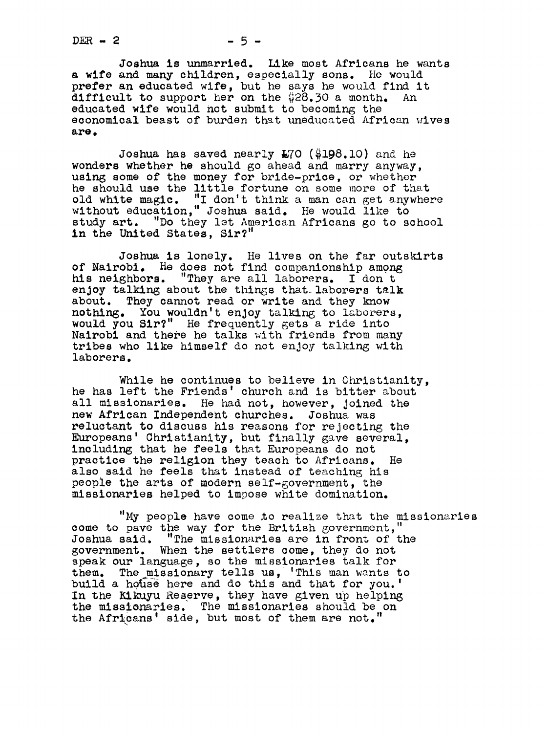Joshua is unmarried. Like most Africans he wants a wife and many children, especially sons. He would prefer an educated wife, but he says he would find it difficult to support her on the $28.30 a month. An educated wife would not submit to becoming the economical beast of burden that uneducated African wives are.

Joshua has saved nearly £70 ($198.10) and he wonders whether he should go ahead and marry anyway, using some of the money for bride-price, or whether he should use the little fortune on some more of that old white magic. "I don't think a man can get anywhere without education," Joshua said. He would like to study art. "Do they let American Africans go to school in the United States, Sir?"

Joshua is lonely. He lives on the far outskirts of Nairobi. He does not find companionship among his neighbors. "They are all laborers. I don't enjoy talking about the things that laborers talk about. They cannot read or write and they know nothing. You wouldn't enjoy talking to laborers, would you Sir?" He frequently gets a ride into Nairobi and there he talks with friends from many tribes who like himself do not enjoy talking with laborers.

While he continues to believe in Christianity, he has left the Friends' church and is bitter about all missionaries. He had not, however, joined the new African Independent churches. Joshua was reluctant to discuss his reasons for rejecting the Europeans' Christianity, but finally gave several, including that he feels that Europeans do not practice the religion they teach to Africans. He also said he feels that instead of teaching his people the arts of modern self-government, the missionaries helped to impose white domination.

"My people have come to realize that the missionaries come to pave the way for the British government," Joshua said. "The missionaries are in front of the government. When the settlers come, they do not speak our language, so the missionaries talk for them. The missionary tells us, 'This man wants to build a house here and do this and that for you.' In the Kikuyu Reserve, they have given up helping the missionaries. The missionaries should be on the Africans' side, but most of them are not."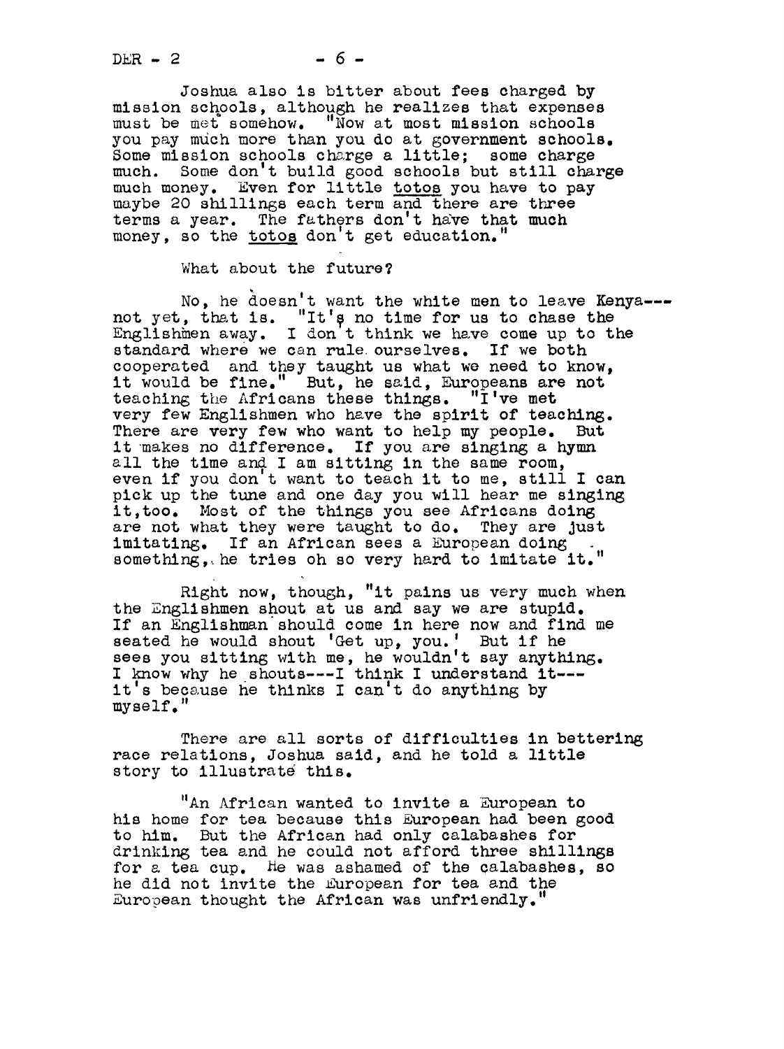Joshua also is bitter about fees charged by mission schools, although he realizes that expenses must be met somehow. "Now at most mission schools you pay much more than you do at government schools. Some mission schools charge a little; some charge much. Some don't build good schools but still charge much money. Even for little _totos_ you have to pay maybe 20 shillings each term and there are three terms a year. The fathers don't have that much money, so the _totos_ don't get education."

What about the future?

No, he doesn't want the white men to leave Kenya--- not yet, that is. "It's no time for us to chase the Englishmen away. I don't think we have come up to the standard where we can rule ourselves. If we both cooperated and they taught us what we need to know, it would be fine." But, he said, Europeans are not teaching the Africans these things. "I've met very few Englishmen who have the spirit of teaching. There are very few who want to help my people. But it makes no difference. If you are singing a hymn all the time and I am sitting in the same room, even if you don't want to teach it to me, still I can pick up the tune and one day you will hear me singing it, too. Most of the things you see Africans doing are not what they were taught to do. They are just imitating. If an African sees a European doing something, he tries oh so very hard to imitate it."

Right now, though, "it pains us very much when the Englishmen shout at us and say we are stupid. If an Englishman should come in here now and find me seated he would shout 'Get up, you.' But if he sees you sitting with me, he wouldn't say anything. I know why he shouts---I think I understand it--- it's because he thinks I can't do anything by myself."

There are all sorts of difficulties in bettering race relations, Joshua said, and he told a little story to illustrate this.

"An African wanted to invite a European to his home for tea because this European had been good to him. But the African had only calabashes for drinking tea and he could not afford three shillings for a tea cup. He was ashamed of the calabashes, so he did not invite the European for tea and the European thought the African was unfriendly."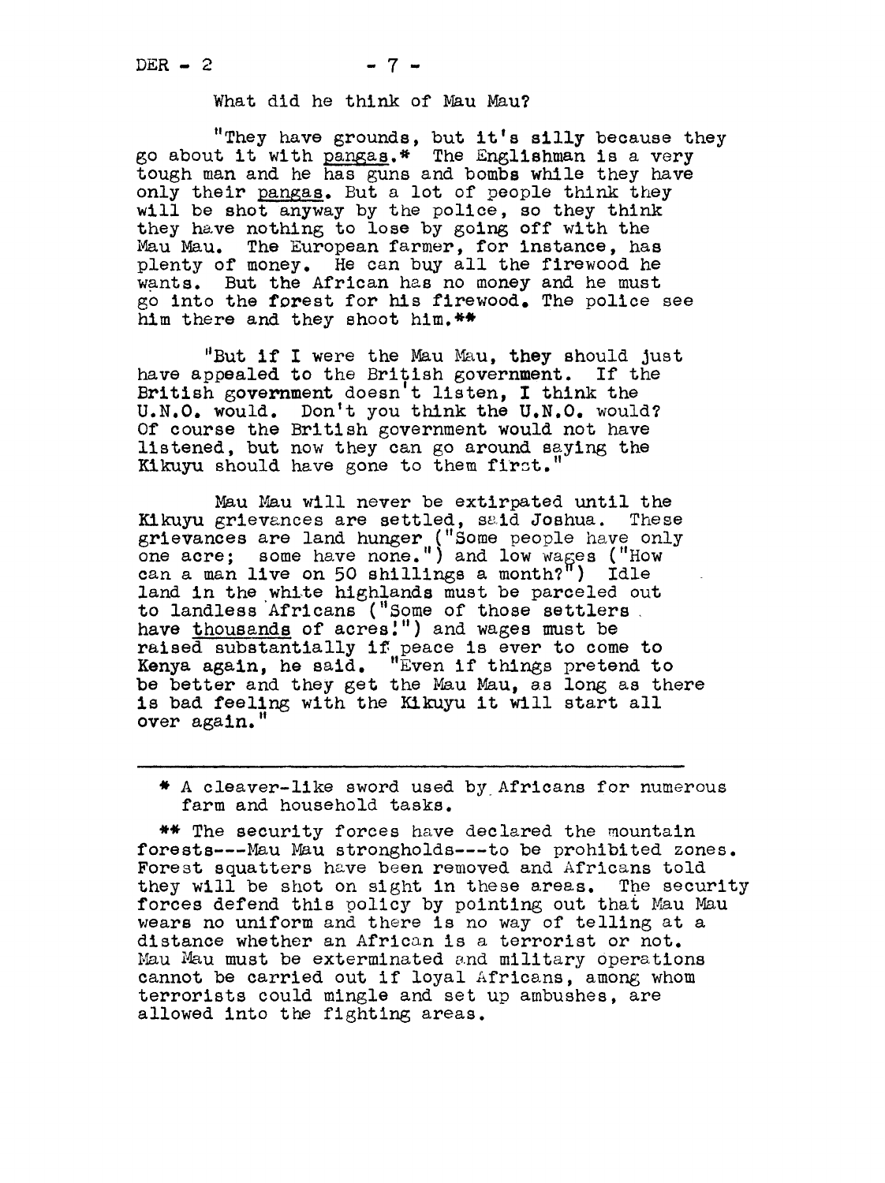What did he think of Mau Mau?

"They have grounds, but it's silly because they go about it with _pangas_.* The Englishman is a very tough man and he has guns and bombs while they have only their _pangas_. But a lot of people think they will be shot anyway by the police, so they think they have nothing to lose by going off with the Mau Mau. The European farmer, for instance, has plenty of money. He can buy all the firewood he wants. But the African has no money and he must go into the forest for his firewood. The police see him there and they shoot him.**

"But if I were the Mau Mau, they should just have appealed to the British government. If the British government doesn't listen, I think the U.N.O. would. Don't you think the U.N.O. would? Of course the British government would not have listened, but now they can go around saying the Kikuyu should have gone to them first."

Mau Mau will never be extirpated until the Kikuyu grievances are settled, said Joshua. These grievances are land hunger ("Some people have only one acre; some have none.") and low wages ("How can a man live on 50 shillings a month?") Idle land in the white highlands must be parceled out to landless Africans ("Some of those settlers have _thousands_ of acres!") and wages must be raised substantially if peace is ever to come to Kenya again, he said. "Even if things pretend to be better and they get the Mau Mau, as long as there is bad feeling with the Kikuyu it will start all over again."

---

\* A cleaver-like sword used by Africans for numerous farm and household tasks.

** The security forces have declared the mountain forests---Mau Mau strongholds---to be prohibited zones. Forest squatters have been removed and Africans told they will be shot on sight in these areas. The security forces defend this policy by pointing out that Mau Mau wears no uniform and there is no way of telling at a distance whether an African is a terrorist or not. Mau Mau must be exterminated and military operations cannot be carried out if loyal Africans, among whom terrorists could mingle and set up ambushes, are allowed into the fighting areas.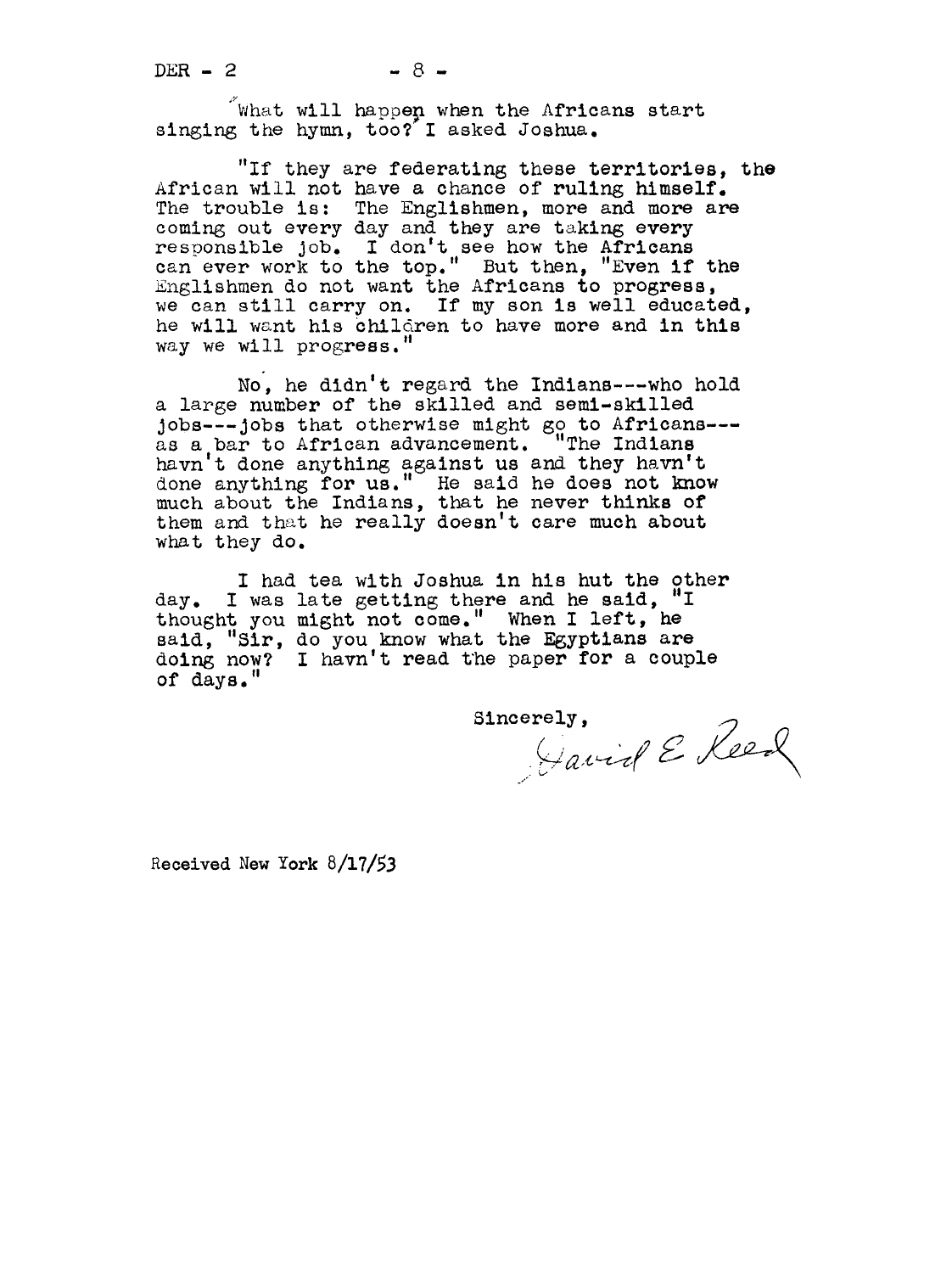"What will happen when the Africans start singing the hymn, too?" I asked Joshua.

"If they are federating these territories, the African will not have a chance of ruling himself. The trouble is: The Englishmen, more and more are coming out every day and they are taking every responsible job. I don't see how the Africans can ever work to the top." But then, "Even if the Englishmen do not want the Africans to progress, we can still carry on. If my son is well educated, he will want his children to have more and in this way we will progress."

No, he didn't regard the Indians---who hold a large number of the skilled and semi-skilled jobs---jobs that otherwise might go to Africans---as a bar to African advancement. "The Indians havn't done anything against us and they havn't done anything for us." He said he does not know much about the Indians, that he never thinks of them and that he really doesn't care much about what they do.

I had tea with Joshua in his hut the other day. I was late getting there and he said, "I thought you might not come." When I left, he said, "Sir, do you know what the Egyptians are doing now? I havn't read the paper for a couple of days."

Sincerely,

David E Reed

Received New York 8/17/53